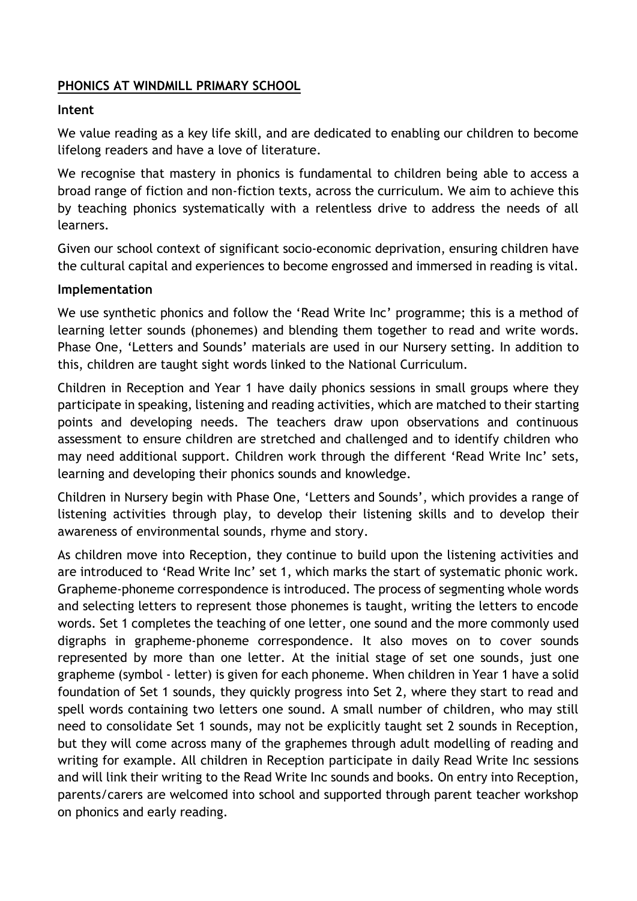# PHONICS AT WINDMILL PRIMARY SCHOOL

## Intent

We value reading as a key life skill, and are dedicated to enabling our children to become lifelong readers and have a love of literature.

We recognise that mastery in phonics is fundamental to children being able to access a broad range of fiction and non-fiction texts, across the curriculum. We aim to achieve this by teaching phonics systematically with a relentless drive to address the needs of all learners.

Given our school context of significant socio-economic deprivation, ensuring children have the cultural capital and experiences to become engrossed and immersed in reading is vital.

## Implementation

We use synthetic phonics and follow the 'Read Write Inc' programme; this is a method of learning letter sounds (phonemes) and blending them together to read and write words. Phase One, 'Letters and Sounds' materials are used in our Nursery setting. In addition to this, children are taught sight words linked to the National Curriculum.

Children in Reception and Year 1 have daily phonics sessions in small groups where they participate in speaking, listening and reading activities, which are matched to their starting points and developing needs. The teachers draw upon observations and continuous assessment to ensure children are stretched and challenged and to identify children who may need additional support. Children work through the different 'Read Write Inc' sets, learning and developing their phonics sounds and knowledge.

Children in Nursery begin with Phase One, 'Letters and Sounds', which provides a range of listening activities through play, to develop their listening skills and to develop their awareness of environmental sounds, rhyme and story.

As children move into Reception, they continue to build upon the listening activities and are introduced to 'Read Write Inc' set 1, which marks the start of systematic phonic work. Grapheme-phoneme correspondence is introduced. The process of segmenting whole words and selecting letters to represent those phonemes is taught, writing the letters to encode words. Set 1 completes the teaching of one letter, one sound and the more commonly used digraphs in grapheme-phoneme correspondence. It also moves on to cover sounds represented by more than one letter. At the initial stage of set one sounds, just one grapheme (symbol - letter) is given for each phoneme. When children in Year 1 have a solid foundation of Set 1 sounds, they quickly progress into Set 2, where they start to read and spell words containing two letters one sound. A small number of children, who may still need to consolidate Set 1 sounds, may not be explicitly taught set 2 sounds in Reception, but they will come across many of the graphemes through adult modelling of reading and writing for example. All children in Reception participate in daily Read Write Inc sessions and will link their writing to the Read Write Inc sounds and books. On entry into Reception, parents/carers are welcomed into school and supported through parent teacher workshop on phonics and early reading.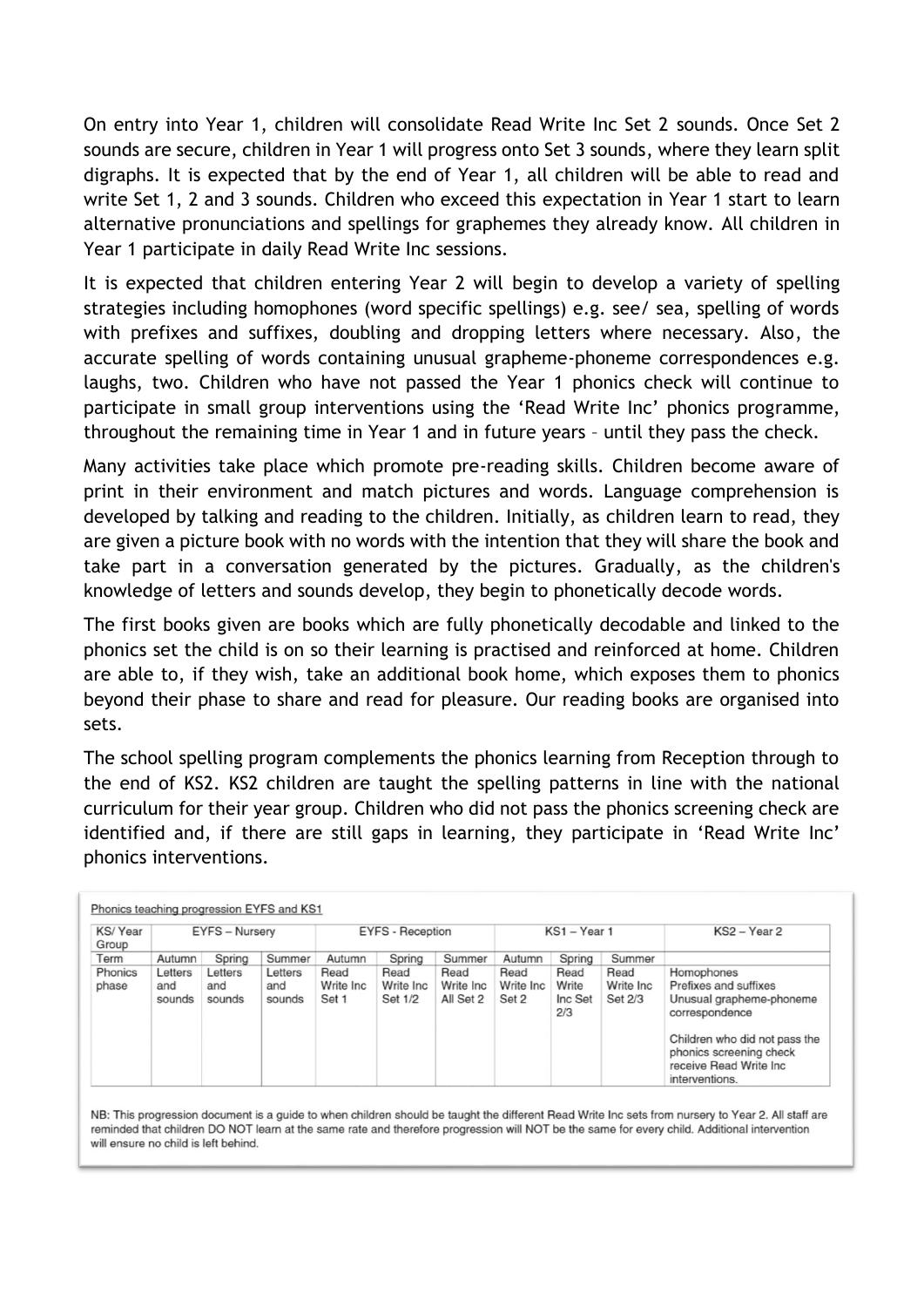On entry into Year 1, children will consolidate Read Write Inc Set 2 sounds. Once Set 2 sounds are secure, children in Year 1 will progress onto Set 3 sounds, where they learn split digraphs. It is expected that by the end of Year 1, all children will be able to read and write Set 1, 2 and 3 sounds. Children who exceed this expectation in Year 1 start to learn alternative pronunciations and spellings for graphemes they already know. All children in Year 1 participate in daily Read Write Inc sessions.

It is expected that children entering Year 2 will begin to develop a variety of spelling strategies including homophones (word specific spellings) e.g. see/ sea, spelling of words with prefixes and suffixes, doubling and dropping letters where necessary. Also, the accurate spelling of words containing unusual grapheme-phoneme correspondences e.g. laughs, two. Children who have not passed the Year 1 phonics check will continue to participate in small group interventions using the 'Read Write Inc' phonics programme, throughout the remaining time in Year 1 and in future years – until they pass the check.

Many activities take place which promote pre-reading skills. Children become aware of print in their environment and match pictures and words. Language comprehension is developed by talking and reading to the children. Initially, as children learn to read, they are given a picture book with no words with the intention that they will share the book and take part in a conversation generated by the pictures. Gradually, as the children's knowledge of letters and sounds develop, they begin to phonetically decode words.

The first books given are books which are fully phonetically decodable and linked to the phonics set the child is on so their learning is practised and reinforced at home. Children are able to, if they wish, take an additional book home, which exposes them to phonics beyond their phase to share and read for pleasure. Our reading books are organised into sets.

The school spelling program complements the phonics learning from Reception through to the end of KS2. KS2 children are taught the spelling patterns in line with the national curriculum for their year group. Children who did not pass the phonics screening check are identified and, if there are still gaps in learning, they participate in 'Read Write Inc' phonics interventions.

Phonics teaching progression EYFS and KS1

| KS/ Year Group | EYFS – Nursery | | | EYFS - Reception | | | KS1 – Year 1 | | | KS2 – Year 2 |
|---|---|---|---|---|---|---|---|---|---|---|
| Term | Autumn | Spring | Summer | Autumn | Spring | Summer | Autumn | Spring | Summer | |
| Phonics phase | Letters and sounds | Letters and sounds | Letters and sounds | Read Write Inc Set 1 | Read Write Inc Set 1/2 | Read Write Inc All Set 2 | Read Write Inc Set 2 | Read Write Inc Set 2/3 | Read Write Inc Set 2/3 | Homophones<br>Prefixes and suffixes<br>Unusual grapheme-phoneme correspondence<br><br>Children who did not pass the phonics screening check receive Read Write Inc interventions. |

NB: This progression document is a guide to when children should be taught the different Read Write Inc sets from nursery to Year 2. All staff are reminded that children DO NOT learn at the same rate and therefore progression will NOT be the same for every child. Additional intervention will ensure no child is left behind.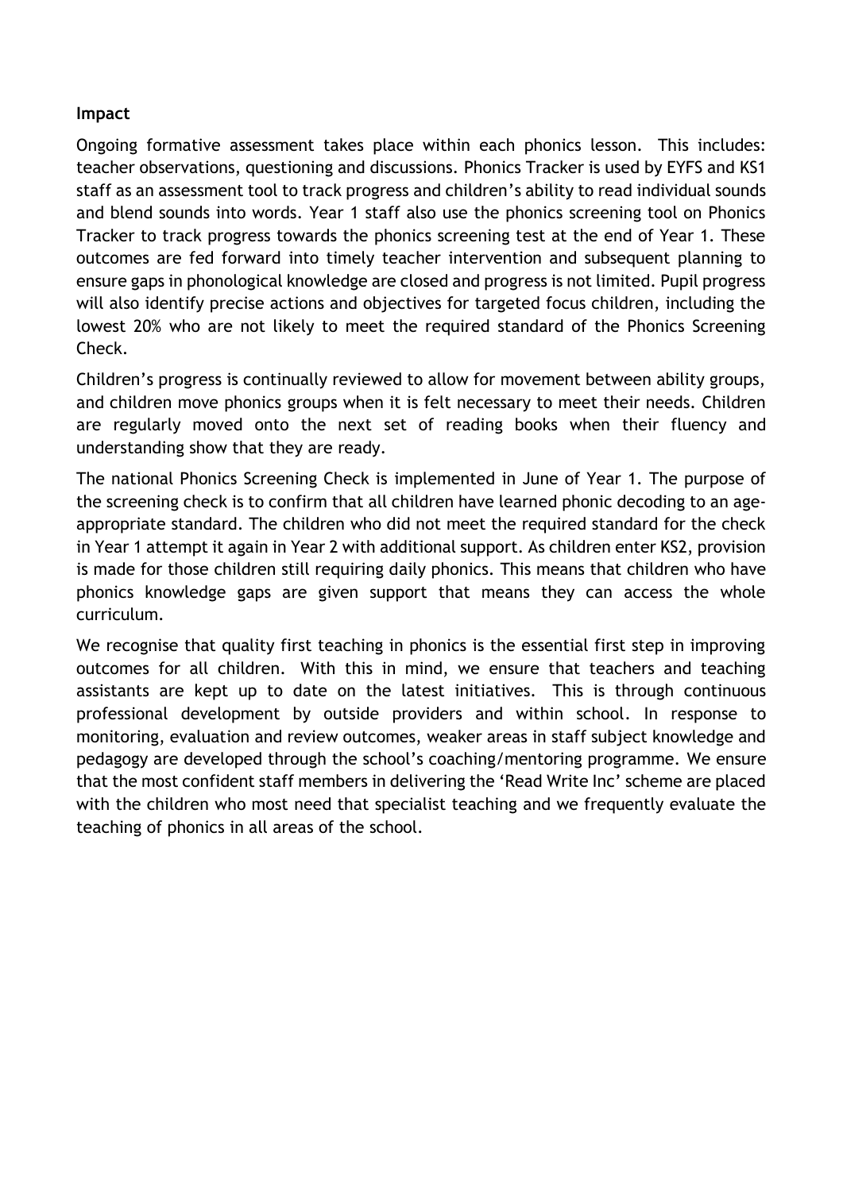**Impact**

Ongoing formative assessment takes place within each phonics lesson. This includes: teacher observations, questioning and discussions. Phonics Tracker is used by EYFS and KS1 staff as an assessment tool to track progress and children's ability to read individual sounds and blend sounds into words. Year 1 staff also use the phonics screening tool on Phonics Tracker to track progress towards the phonics screening test at the end of Year 1. These outcomes are fed forward into timely teacher intervention and subsequent planning to ensure gaps in phonological knowledge are closed and progress is not limited. Pupil progress will also identify precise actions and objectives for targeted focus children, including the lowest 20% who are not likely to meet the required standard of the Phonics Screening Check.

Children's progress is continually reviewed to allow for movement between ability groups, and children move phonics groups when it is felt necessary to meet their needs. Children are regularly moved onto the next set of reading books when their fluency and understanding show that they are ready.

The national Phonics Screening Check is implemented in June of Year 1. The purpose of the screening check is to confirm that all children have learned phonic decoding to an age-appropriate standard. The children who did not meet the required standard for the check in Year 1 attempt it again in Year 2 with additional support. As children enter KS2, provision is made for those children still requiring daily phonics. This means that children who have phonics knowledge gaps are given support that means they can access the whole curriculum.

We recognise that quality first teaching in phonics is the essential first step in improving outcomes for all children. With this in mind, we ensure that teachers and teaching assistants are kept up to date on the latest initiatives. This is through continuous professional development by outside providers and within school. In response to monitoring, evaluation and review outcomes, weaker areas in staff subject knowledge and pedagogy are developed through the school's coaching/mentoring programme. We ensure that the most confident staff members in delivering the 'Read Write Inc' scheme are placed with the children who most need that specialist teaching and we frequently evaluate the teaching of phonics in all areas of the school.